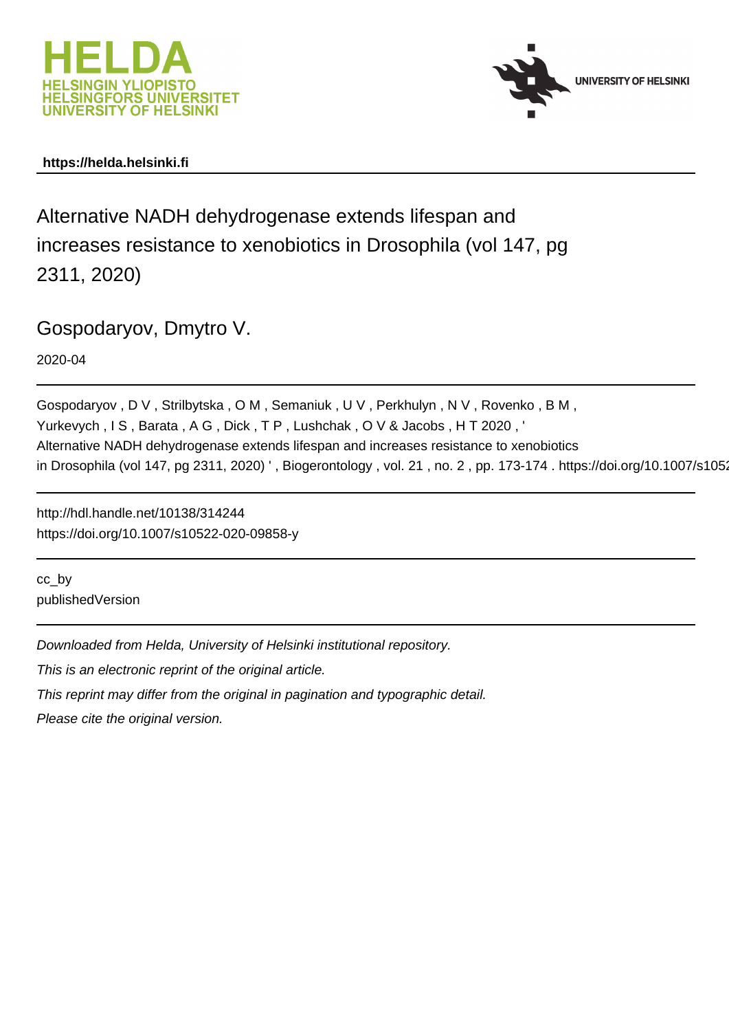**https://helda.helsinki.fi**

# Alternative NADH dehydrogenase extends lifespan and increases resistance to xenobiotics in Drosophila (vol 147, pg 2311, 2020)

## Gospodaryov, Dmytro V.

2020-04

Gospodaryov , D V , Strilbytska , O M , Semaniuk , U V , Perkhulyn , N V , Rovenko , B M , Yurkevych , I S , Barata , A G , Dick , T P , Lushchak , O V & Jacobs , H T 2020 , ' Alternative NADH dehydrogenase extends lifespan and increases resistance to xenobiotics in Drosophila (vol 147, pg 2311, 2020) ' , Biogerontology , vol. 21 , no. 2 , pp. 173-174 . https://doi.org/10.1007/s1052

http://hdl.handle.net/10138/314244
https://doi.org/10.1007/s10522-020-09858-y

cc_by
publishedVersion

*Downloaded from Helda, University of Helsinki institutional repository.*

*This is an electronic reprint of the original article.*

*This reprint may differ from the original in pagination and typographic detail.*

*Please cite the original version.*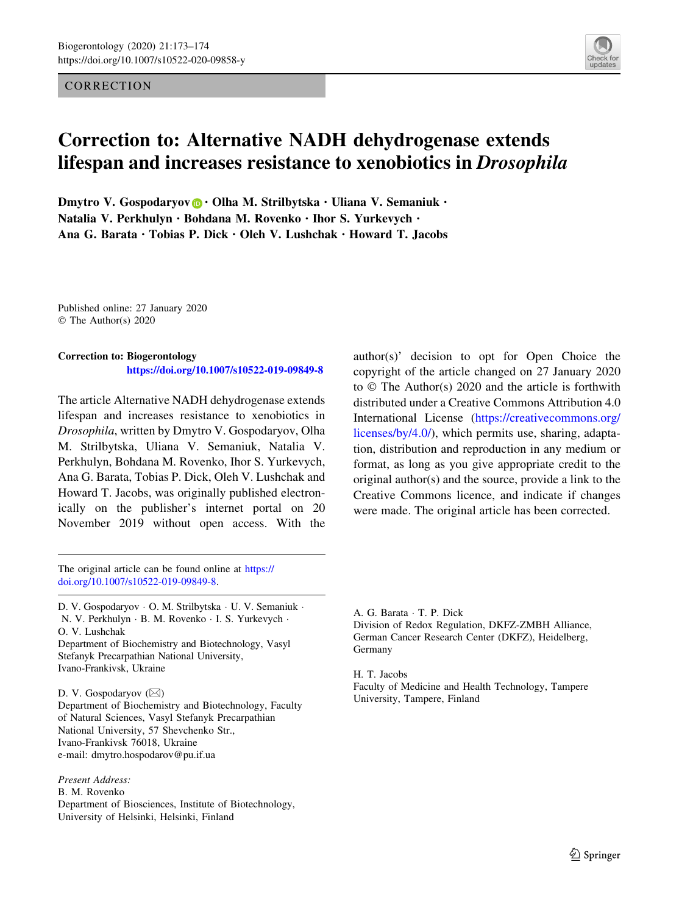CORRECTION

# Correction to: Alternative NADH dehydrogenase extends lifespan and increases resistance to xenobiotics in *Drosophila*

**Dmytro V. Gospodaryov · Olha M. Strilbytska · Uliana V. Semaniuk · Natalia V. Perkhulyn · Bohdana M. Rovenko · Ihor S. Yurkevych · Ana G. Barata · Tobias P. Dick · Oleh V. Lushchak · Howard T. Jacobs**

Published online: 27 January 2020
© The Author(s) 2020

**Correction to: Biogerontology**
**https://doi.org/10.1007/s10522-019-09849-8**

The article Alternative NADH dehydrogenase extends lifespan and increases resistance to xenobiotics in *Drosophila*, written by Dmytro V. Gospodaryov, Olha M. Strilbytska, Uliana V. Semaniuk, Natalia V. Perkhulyn, Bohdana M. Rovenko, Ihor S. Yurkevych, Ana G. Barata, Tobias P. Dick, Oleh V. Lushchak and Howard T. Jacobs, was originally published electronically on the publisher's internet portal on 20 November 2019 without open access. With the author(s)' decision to opt for Open Choice the copyright of the article changed on 27 January 2020 to © The Author(s) 2020 and the article is forthwith distributed under a Creative Commons Attribution 4.0 International License (https://creativecommons.org/licenses/by/4.0/), which permits use, sharing, adaptation, distribution and reproduction in any medium or format, as long as you give appropriate credit to the original author(s) and the source, provide a link to the Creative Commons licence, and indicate if changes were made. The original article has been corrected.

---

The original article can be found online at https://doi.org/10.1007/s10522-019-09849-8.

D. V. Gospodaryov · O. M. Strilbytska · U. V. Semaniuk · N. V. Perkhulyn · B. M. Rovenko · I. S. Yurkevych · O. V. Lushchak
Department of Biochemistry and Biotechnology, Vasyl Stefanyk Precarpathian National University, Ivano-Frankivsk, Ukraine

D. V. Gospodaryov (✉)
Department of Biochemistry and Biotechnology, Faculty of Natural Sciences, Vasyl Stefanyk Precarpathian National University, 57 Shevchenko Str., Ivano-Frankivsk 76018, Ukraine
e-mail: dmytro.hospodarov@pu.if.ua

*Present Address:*
B. M. Rovenko
Department of Biosciences, Institute of Biotechnology, University of Helsinki, Helsinki, Finland

A. G. Barata · T. P. Dick
Division of Redox Regulation, DKFZ-ZMBH Alliance, German Cancer Research Center (DKFZ), Heidelberg, Germany

H. T. Jacobs
Faculty of Medicine and Health Technology, Tampere University, Tampere, Finland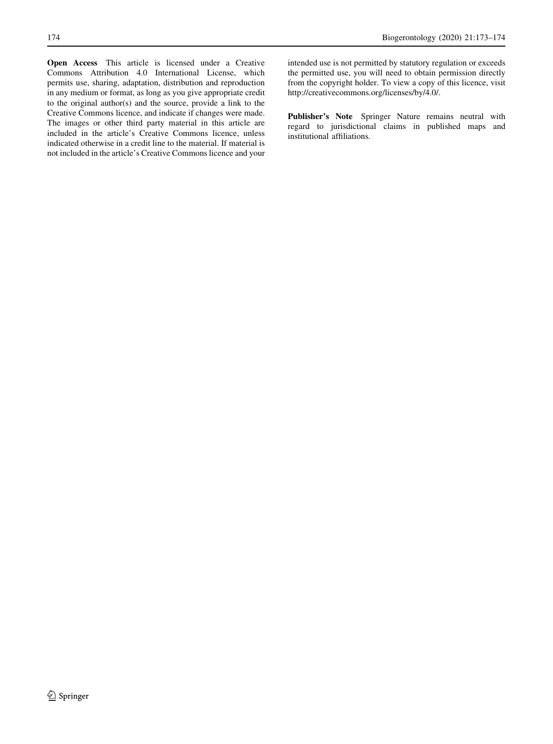**Open Access** This article is licensed under a Creative Commons Attribution 4.0 International License, which permits use, sharing, adaptation, distribution and reproduction in any medium or format, as long as you give appropriate credit to the original author(s) and the source, provide a link to the Creative Commons licence, and indicate if changes were made. The images or other third party material in this article are included in the article's Creative Commons licence, unless indicated otherwise in a credit line to the material. If material is not included in the article's Creative Commons licence and your intended use is not permitted by statutory regulation or exceeds the permitted use, you will need to obtain permission directly from the copyright holder. To view a copy of this licence, visit http://creativecommons.org/licenses/by/4.0/.

**Publisher's Note** Springer Nature remains neutral with regard to jurisdictional claims in published maps and institutional affiliations.